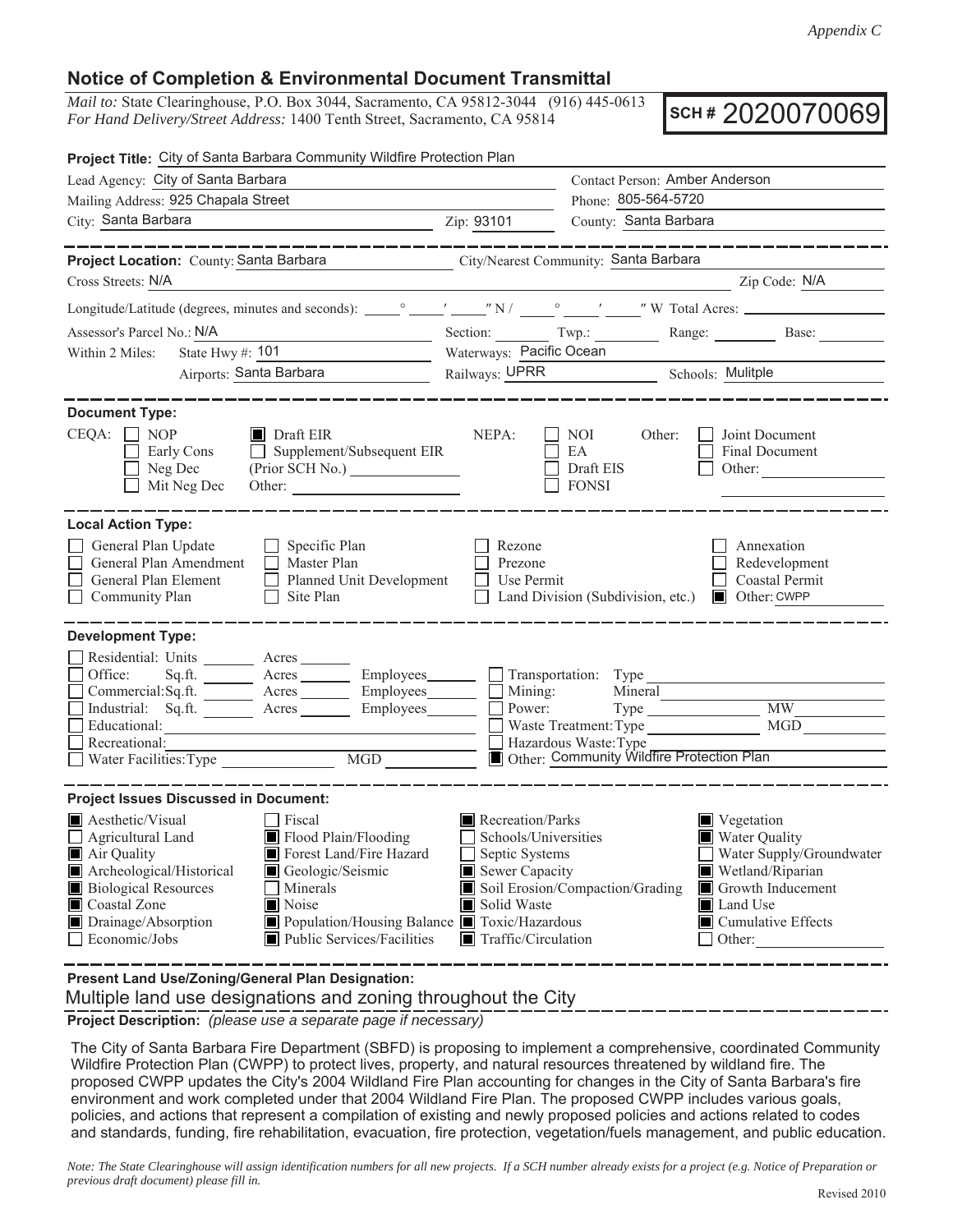*Appendix C*

## Notice of Completion & Environmental Document Transmittal

*Mail to:* State Clearinghouse, P.O. Box 3044, Sacramento, CA 95812-3044 (916) 445-0613
*For Hand Delivery/Street Address:* 1400 Tenth Street, Sacramento, CA 95814

**SCH # 2020070069**

**Project Title:** City of Santa Barbara Community Wildfire Protection Plan

Lead Agency: City of Santa Barbara
Contact Person: Amber Anderson
Mailing Address: 925 Chapala Street
Phone: 805-564-5720
City: Santa Barbara
Zip: 93101
County: Santa Barbara

---

**Project Location:** County: Santa Barbara
City/Nearest Community: Santa Barbara
Cross Streets: N/A
Zip Code: N/A
Longitude/Latitude (degrees, minutes and seconds): \_\_\_° \_\_\_′ \_\_\_″ N / \_\_\_° \_\_\_′ \_\_\_″ W Total Acres: \_\_\_
Assessor's Parcel No.: N/A
Section: \_\_\_ Twp.: \_\_\_ Range: \_\_\_ Base: \_\_\_
Within 2 Miles: State Hwy #: 101
Waterways: Pacific Ocean
Airports: Santa Barbara
Railways: UPRR
Schools: Mulitple

---

**Document Type:**

CEQA:
- ☐ NOP
- ☐ Early Cons
- ☐ Neg Dec
- ☐ Mit Neg Dec
- ■ Draft EIR
- ☐ Supplement/Subsequent EIR (Prior SCH No.) \_\_\_
- Other: \_\_\_

NEPA:
- ☐ NOI
- ☐ EA
- ☐ Draft EIS
- ☐ FONSI

Other:
- ☐ Joint Document
- ☐ Final Document
- ☐ Other: \_\_\_

---

**Local Action Type:**

- ☐ General Plan Update
- ☐ General Plan Amendment
- ☐ General Plan Element
- ☐ Community Plan
- ☐ Specific Plan
- ☐ Master Plan
- ☐ Planned Unit Development
- ☐ Site Plan
- ☐ Rezone
- ☐ Prezone
- ☐ Use Permit
- ☐ Land Division (Subdivision, etc.)
- ☐ Annexation
- ☐ Redevelopment
- ☐ Coastal Permit
- ■ Other: CWPP

---

**Development Type:**

- ☐ Residential: Units \_\_\_ Acres \_\_\_
- ☐ Office: Sq.ft. \_\_\_ Acres \_\_\_ Employees \_\_\_
- ☐ Commercial: Sq.ft. \_\_\_ Acres \_\_\_ Employees \_\_\_
- ☐ Industrial: Sq.ft. \_\_\_ Acres \_\_\_ Employees \_\_\_
- ☐ Educational: \_\_\_
- ☐ Recreational: \_\_\_
- ☐ Water Facilities: Type \_\_\_ MGD \_\_\_
- ☐ Transportation: Type \_\_\_
- ☐ Mining: Mineral \_\_\_
- ☐ Power: Type \_\_\_ MW \_\_\_
- ☐ Waste Treatment: Type \_\_\_ MGD \_\_\_
- ☐ Hazardous Waste: Type \_\_\_
- ■ Other: Community Wildfire Protection Plan

---

**Project Issues Discussed in Document:**

- ■ Aesthetic/Visual
- ☐ Agricultural Land
- ■ Air Quality
- ■ Archeological/Historical
- ■ Biological Resources
- ■ Coastal Zone
- ■ Drainage/Absorption
- ☐ Economic/Jobs
- ☐ Fiscal
- ■ Flood Plain/Flooding
- ■ Forest Land/Fire Hazard
- ■ Geologic/Seismic
- ☐ Minerals
- ■ Noise
- ■ Population/Housing Balance
- ■ Public Services/Facilities
- ■ Recreation/Parks
- ☐ Schools/Universities
- ☐ Septic Systems
- ■ Sewer Capacity
- ■ Soil Erosion/Compaction/Grading
- ■ Solid Waste
- ■ Toxic/Hazardous
- ■ Traffic/Circulation
- ■ Vegetation
- ■ Water Quality
- ☐ Water Supply/Groundwater
- ■ Wetland/Riparian
- ■ Growth Inducement
- ■ Land Use
- ■ Cumulative Effects
- ☐ Other: \_\_\_

---

**Present Land Use/Zoning/General Plan Designation:**

Multiple land use designations and zoning throughout the City

**Project Description:** *(please use a separate page if necessary)*

The City of Santa Barbara Fire Department (SBFD) is proposing to implement a comprehensive, coordinated Community Wildfire Protection Plan (CWPP) to protect lives, property, and natural resources threatened by wildland fire. The proposed CWPP updates the City's 2004 Wildland Fire Plan accounting for changes in the City of Santa Barbara's fire environment and work completed under that 2004 Wildland Fire Plan. The proposed CWPP includes various goals, policies, and actions that represent a compilation of existing and newly proposed policies and actions related to codes and standards, funding, fire rehabilitation, evacuation, fire protection, vegetation/fuels management, and public education.

*Note: The State Clearinghouse will assign identification numbers for all new projects. If a SCH number already exists for a project (e.g. Notice of Preparation or previous draft document) please fill in.*

Revised 2010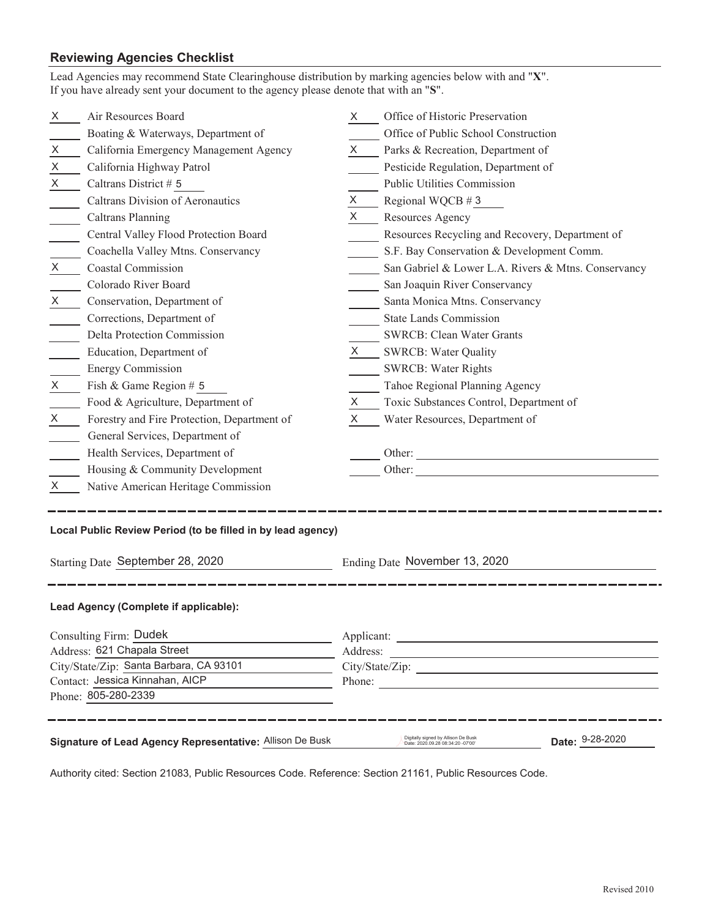## Reviewing Agencies Checklist

Lead Agencies may recommend State Clearinghouse distribution by marking agencies below with and "**X**".
If you have already sent your document to the agency please denote that with an "**S**".

| | | | |
|---|---|---|---|
| X | Air Resources Board | X | Office of Historic Preservation |
| | Boating & Waterways, Department of | | Office of Public School Construction |
| X | California Emergency Management Agency | X | Parks & Recreation, Department of |
| X | California Highway Patrol | | Pesticide Regulation, Department of |
| X | Caltrans District # 5 | | Public Utilities Commission |
| | Caltrans Division of Aeronautics | X | Regional WQCB # 3 |
| | Caltrans Planning | X | Resources Agency |
| | Central Valley Flood Protection Board | | Resources Recycling and Recovery, Department of |
| | Coachella Valley Mtns. Conservancy | | S.F. Bay Conservation & Development Comm. |
| X | Coastal Commission | | San Gabriel & Lower L.A. Rivers & Mtns. Conservancy |
| | Colorado River Board | | San Joaquin River Conservancy |
| X | Conservation, Department of | | Santa Monica Mtns. Conservancy |
| | Corrections, Department of | | State Lands Commission |
| | Delta Protection Commission | | SWRCB: Clean Water Grants |
| | Education, Department of | X | SWRCB: Water Quality |
| | Energy Commission | | SWRCB: Water Rights |
| X | Fish & Game Region # 5 | | Tahoe Regional Planning Agency |
| | Food & Agriculture, Department of | X | Toxic Substances Control, Department of |
| X | Forestry and Fire Protection, Department of | X | Water Resources, Department of |
| | General Services, Department of | | |
| | Health Services, Department of | | Other: |
| | Housing & Community Development | | Other: |
| X | Native American Heritage Commission | | |

---

**Local Public Review Period (to be filled in by lead agency)**

Starting Date September 28, 2020 Ending Date November 13, 2020

---

**Lead Agency (Complete if applicable):**

Consulting Firm: Dudek
Address: 621 Chapala Street
City/State/Zip: Santa Barbara, CA 93101
Contact: Jessica Kinnahan, AICP
Phone: 805-280-2339

Applicant:
Address:
City/State/Zip:
Phone:

---

**Signature of Lead Agency Representative:** Allison De Busk Digitally signed by Allison De Busk Date: 2020.09.28 08:34:20 -07'00' **Date:** 9-28-2020

Authority cited: Section 21083, Public Resources Code. Reference: Section 21161, Public Resources Code.

Revised 2010